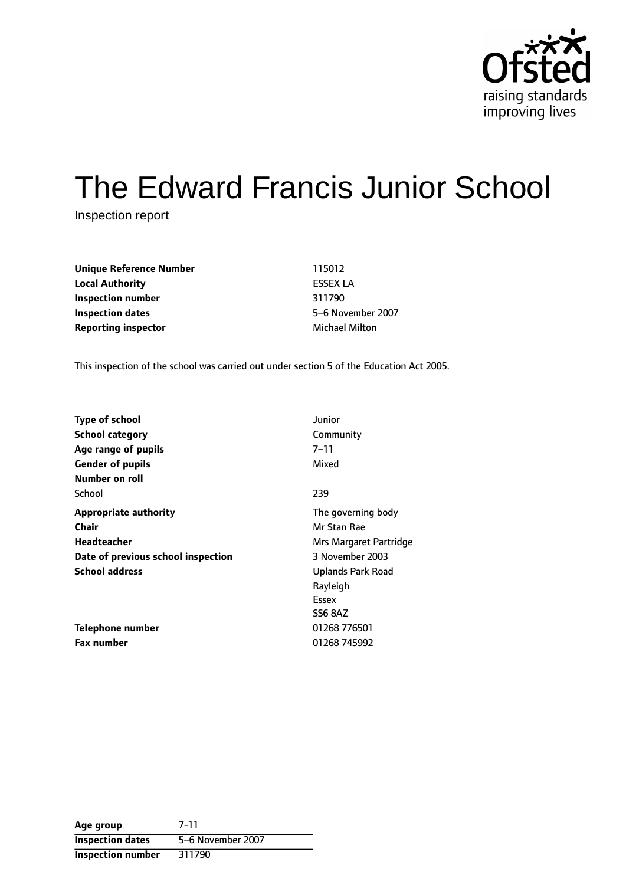# The Edward Francis Junior School

Inspection report

| | |
|---|---|
| **Unique Reference Number** | 115012 |
| **Local Authority** | ESSEX LA |
| **Inspection number** | 311790 |
| **Inspection dates** | 5–6 November 2007 |
| **Reporting inspector** | Michael Milton |

This inspection of the school was carried out under section 5 of the Education Act 2005.

| | |
|---|---|
| **Type of school** | Junior |
| **School category** | Community |
| **Age range of pupils** | 7–11 |
| **Gender of pupils** | Mixed |
| **Number on roll** | |
| School | 239 |
| **Appropriate authority** | The governing body |
| **Chair** | Mr Stan Rae |
| **Headteacher** | Mrs Margaret Partridge |
| **Date of previous school inspection** | 3 November 2003 |
| **School address** | Uplands Park Road<br>Rayleigh<br>Essex<br>SS6 8AZ |
| **Telephone number** | 01268 776501 |
| **Fax number** | 01268 745992 |

| | |
|---|---|
| **Age group** | 7-11 |
| **Inspection dates** | 5–6 November 2007 |
| **Inspection number** | 311790 |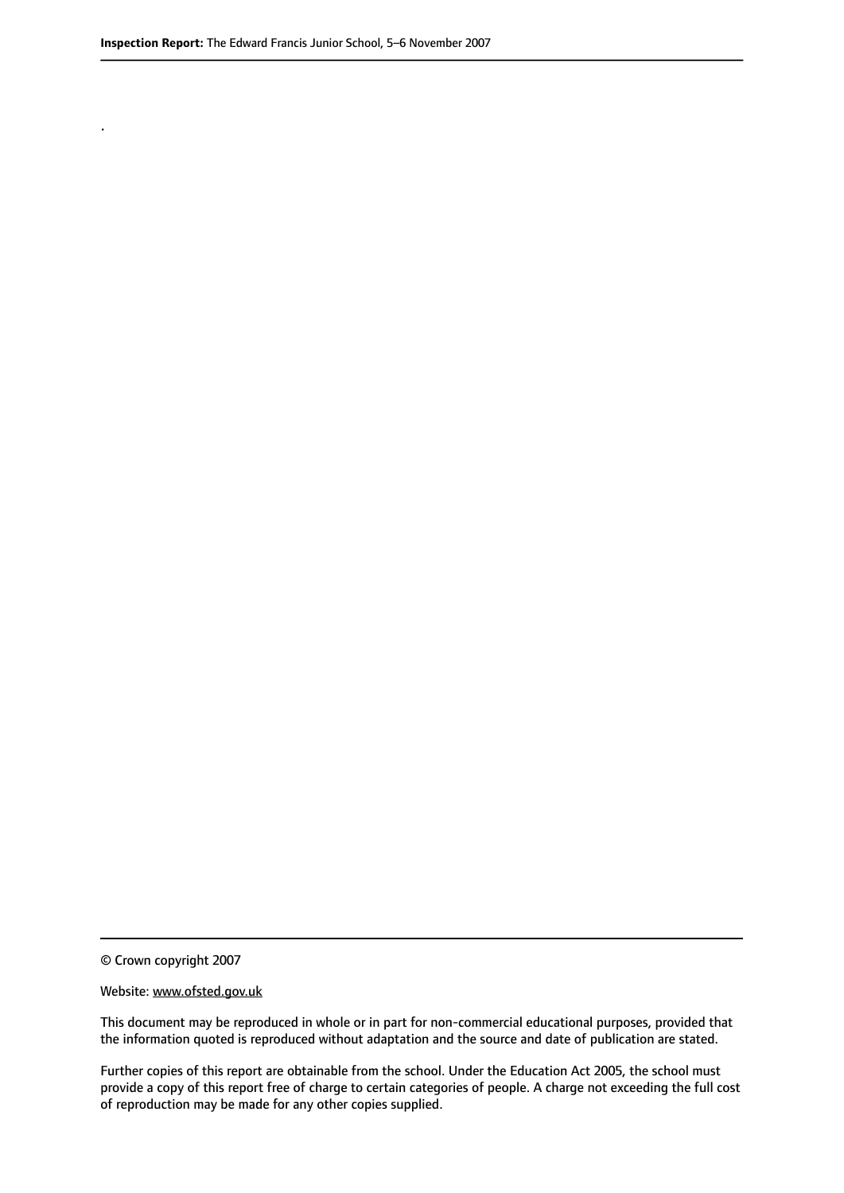.

© Crown copyright 2007

Website: www.ofsted.gov.uk

This document may be reproduced in whole or in part for non-commercial educational purposes, provided that the information quoted is reproduced without adaptation and the source and date of publication are stated.

Further copies of this report are obtainable from the school. Under the Education Act 2005, the school must provide a copy of this report free of charge to certain categories of people. A charge not exceeding the full cost of reproduction may be made for any other copies supplied.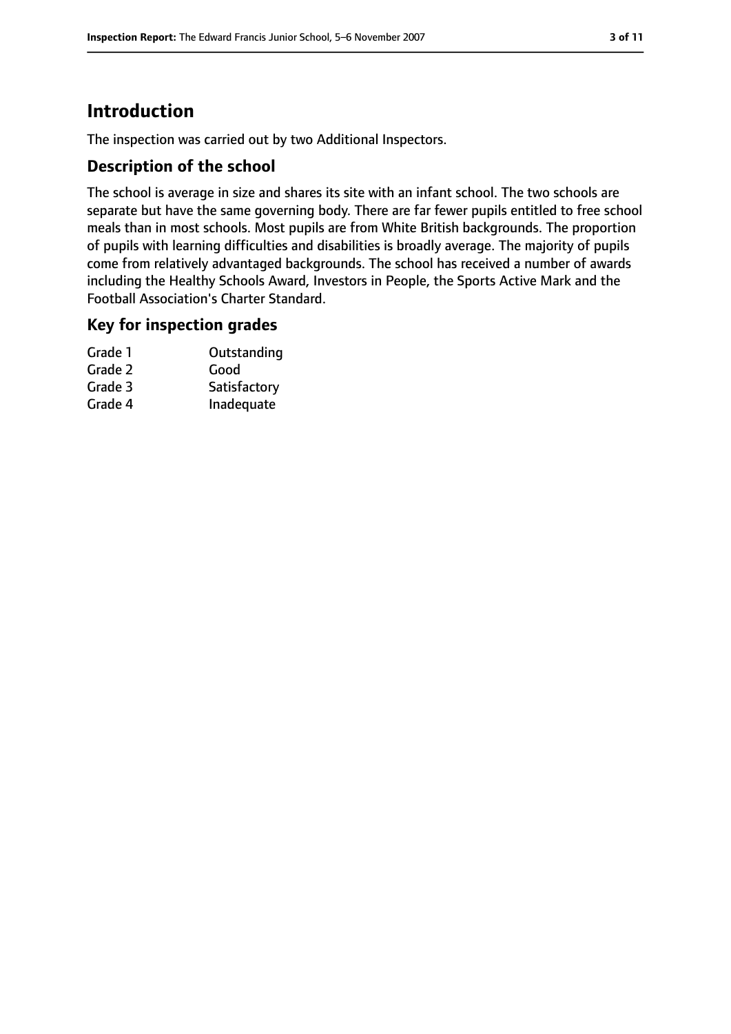# Introduction

The inspection was carried out by two Additional Inspectors.

## Description of the school

The school is average in size and shares its site with an infant school. The two schools are separate but have the same governing body. There are far fewer pupils entitled to free school meals than in most schools. Most pupils are from White British backgrounds. The proportion of pupils with learning difficulties and disabilities is broadly average. The majority of pupils come from relatively advantaged backgrounds. The school has received a number of awards including the Healthy Schools Award, Investors in People, the Sports Active Mark and the Football Association's Charter Standard.

## Key for inspection grades

| | |
|---|---|
| Grade 1 | Outstanding |
| Grade 2 | Good |
| Grade 3 | Satisfactory |
| Grade 4 | Inadequate |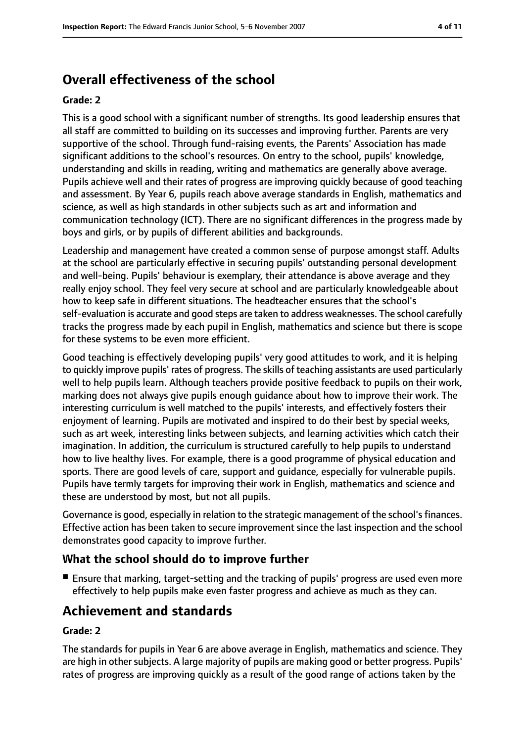## Overall effectiveness of the school

**Grade: 2**

This is a good school with a significant number of strengths. Its good leadership ensures that all staff are committed to building on its successes and improving further. Parents are very supportive of the school. Through fund-raising events, the Parents' Association has made significant additions to the school's resources. On entry to the school, pupils' knowledge, understanding and skills in reading, writing and mathematics are generally above average. Pupils achieve well and their rates of progress are improving quickly because of good teaching and assessment. By Year 6, pupils reach above average standards in English, mathematics and science, as well as high standards in other subjects such as art and information and communication technology (ICT). There are no significant differences in the progress made by boys and girls, or by pupils of different abilities and backgrounds.

Leadership and management have created a common sense of purpose amongst staff. Adults at the school are particularly effective in securing pupils' outstanding personal development and well-being. Pupils' behaviour is exemplary, their attendance is above average and they really enjoy school. They feel very secure at school and are particularly knowledgeable about how to keep safe in different situations. The headteacher ensures that the school's self-evaluation is accurate and good steps are taken to address weaknesses. The school carefully tracks the progress made by each pupil in English, mathematics and science but there is scope for these systems to be even more efficient.

Good teaching is effectively developing pupils' very good attitudes to work, and it is helping to quickly improve pupils' rates of progress. The skills of teaching assistants are used particularly well to help pupils learn. Although teachers provide positive feedback to pupils on their work, marking does not always give pupils enough guidance about how to improve their work. The interesting curriculum is well matched to the pupils' interests, and effectively fosters their enjoyment of learning. Pupils are motivated and inspired to do their best by special weeks, such as art week, interesting links between subjects, and learning activities which catch their imagination. In addition, the curriculum is structured carefully to help pupils to understand how to live healthy lives. For example, there is a good programme of physical education and sports. There are good levels of care, support and guidance, especially for vulnerable pupils. Pupils have termly targets for improving their work in English, mathematics and science and these are understood by most, but not all pupils.

Governance is good, especially in relation to the strategic management of the school's finances. Effective action has been taken to secure improvement since the last inspection and the school demonstrates good capacity to improve further.

### What the school should do to improve further

- Ensure that marking, target-setting and the tracking of pupils' progress are used even more effectively to help pupils make even faster progress and achieve as much as they can.

## Achievement and standards

**Grade: 2**

The standards for pupils in Year 6 are above average in English, mathematics and science. They are high in other subjects. A large majority of pupils are making good or better progress. Pupils' rates of progress are improving quickly as a result of the good range of actions taken by the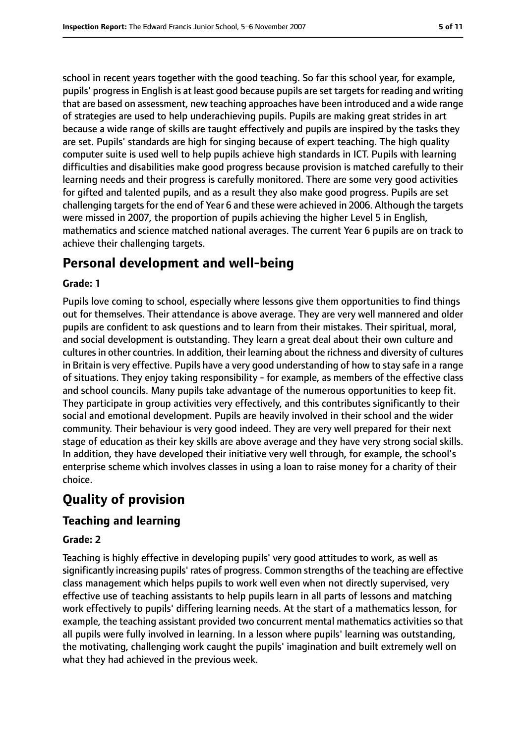school in recent years together with the good teaching. So far this school year, for example, pupils' progress in English is at least good because pupils are set targets for reading and writing that are based on assessment, new teaching approaches have been introduced and a wide range of strategies are used to help underachieving pupils. Pupils are making great strides in art because a wide range of skills are taught effectively and pupils are inspired by the tasks they are set. Pupils' standards are high for singing because of expert teaching. The high quality computer suite is used well to help pupils achieve high standards in ICT. Pupils with learning difficulties and disabilities make good progress because provision is matched carefully to their learning needs and their progress is carefully monitored. There are some very good activities for gifted and talented pupils, and as a result they also make good progress. Pupils are set challenging targets for the end of Year 6 and these were achieved in 2006. Although the targets were missed in 2007, the proportion of pupils achieving the higher Level 5 in English, mathematics and science matched national averages. The current Year 6 pupils are on track to achieve their challenging targets.

## Personal development and well-being

**Grade: 1**

Pupils love coming to school, especially where lessons give them opportunities to find things out for themselves. Their attendance is above average. They are very well mannered and older pupils are confident to ask questions and to learn from their mistakes. Their spiritual, moral, and social development is outstanding. They learn a great deal about their own culture and cultures in other countries. In addition, their learning about the richness and diversity of cultures in Britain is very effective. Pupils have a very good understanding of how to stay safe in a range of situations. They enjoy taking responsibility - for example, as members of the effective class and school councils. Many pupils take advantage of the numerous opportunities to keep fit. They participate in group activities very effectively, and this contributes significantly to their social and emotional development. Pupils are heavily involved in their school and the wider community. Their behaviour is very good indeed. They are very well prepared for their next stage of education as their key skills are above average and they have very strong social skills. In addition, they have developed their initiative very well through, for example, the school's enterprise scheme which involves classes in using a loan to raise money for a charity of their choice.

# Quality of provision

## Teaching and learning

**Grade: 2**

Teaching is highly effective in developing pupils' very good attitudes to work, as well as significantly increasing pupils' rates of progress. Common strengths of the teaching are effective class management which helps pupils to work well even when not directly supervised, very effective use of teaching assistants to help pupils learn in all parts of lessons and matching work effectively to pupils' differing learning needs. At the start of a mathematics lesson, for example, the teaching assistant provided two concurrent mental mathematics activities so that all pupils were fully involved in learning. In a lesson where pupils' learning was outstanding, the motivating, challenging work caught the pupils' imagination and built extremely well on what they had achieved in the previous week.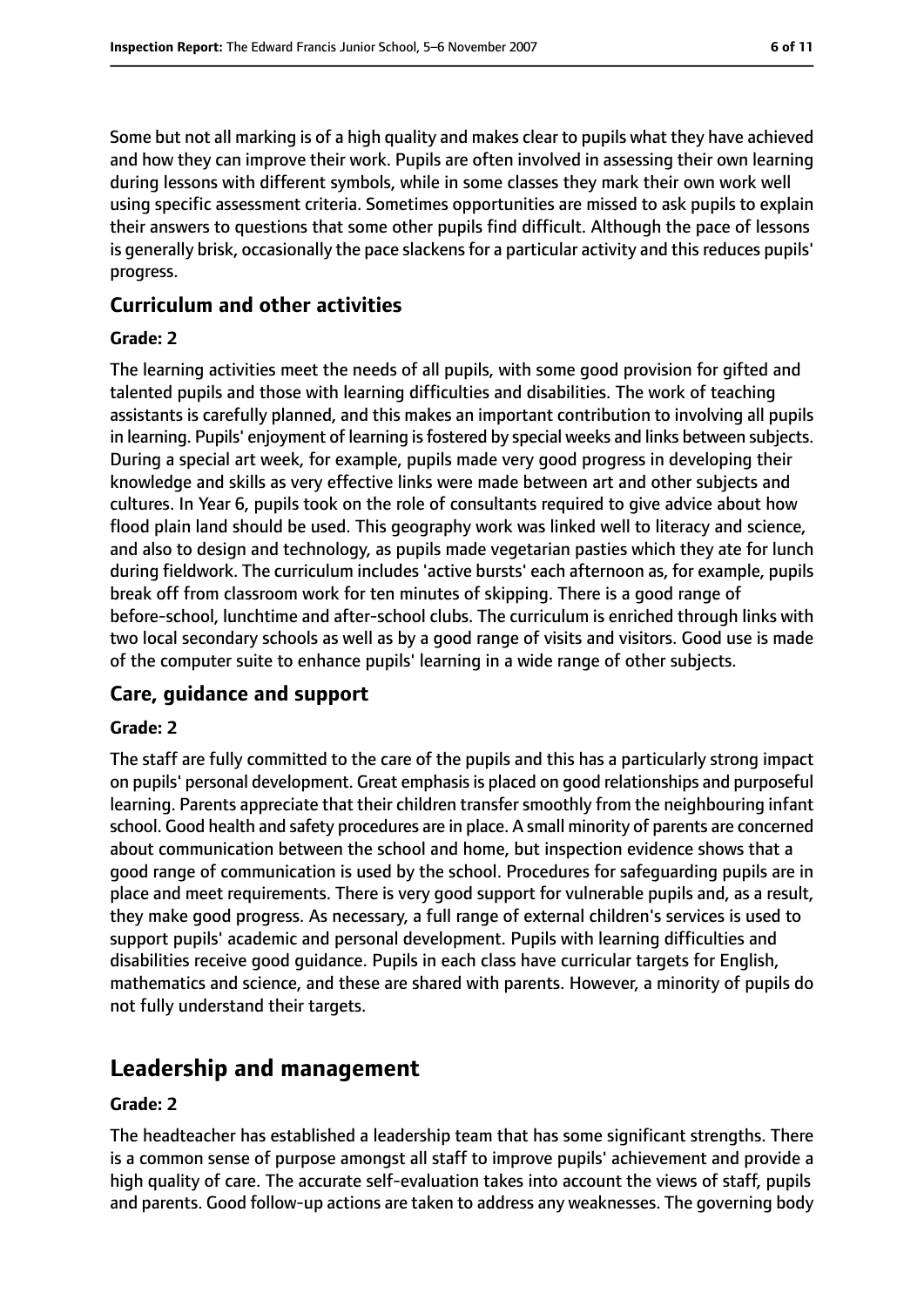Some but not all marking is of a high quality and makes clear to pupils what they have achieved and how they can improve their work. Pupils are often involved in assessing their own learning during lessons with different symbols, while in some classes they mark their own work well using specific assessment criteria. Sometimes opportunities are missed to ask pupils to explain their answers to questions that some other pupils find difficult. Although the pace of lessons is generally brisk, occasionally the pace slackens for a particular activity and this reduces pupils' progress.

### Curriculum and other activities

#### Grade: 2

The learning activities meet the needs of all pupils, with some good provision for gifted and talented pupils and those with learning difficulties and disabilities. The work of teaching assistants is carefully planned, and this makes an important contribution to involving all pupils in learning. Pupils' enjoyment of learning is fostered by special weeks and links between subjects. During a special art week, for example, pupils made very good progress in developing their knowledge and skills as very effective links were made between art and other subjects and cultures. In Year 6, pupils took on the role of consultants required to give advice about how flood plain land should be used. This geography work was linked well to literacy and science, and also to design and technology, as pupils made vegetarian pasties which they ate for lunch during fieldwork. The curriculum includes 'active bursts' each afternoon as, for example, pupils break off from classroom work for ten minutes of skipping. There is a good range of before-school, lunchtime and after-school clubs. The curriculum is enriched through links with two local secondary schools as well as by a good range of visits and visitors. Good use is made of the computer suite to enhance pupils' learning in a wide range of other subjects.

### Care, guidance and support

#### Grade: 2

The staff are fully committed to the care of the pupils and this has a particularly strong impact on pupils' personal development. Great emphasis is placed on good relationships and purposeful learning. Parents appreciate that their children transfer smoothly from the neighbouring infant school. Good health and safety procedures are in place. A small minority of parents are concerned about communication between the school and home, but inspection evidence shows that a good range of communication is used by the school. Procedures for safeguarding pupils are in place and meet requirements. There is very good support for vulnerable pupils and, as a result, they make good progress. As necessary, a full range of external children's services is used to support pupils' academic and personal development. Pupils with learning difficulties and disabilities receive good guidance. Pupils in each class have curricular targets for English, mathematics and science, and these are shared with parents. However, a minority of pupils do not fully understand their targets.

## Leadership and management

#### Grade: 2

The headteacher has established a leadership team that has some significant strengths. There is a common sense of purpose amongst all staff to improve pupils' achievement and provide a high quality of care. The accurate self-evaluation takes into account the views of staff, pupils and parents. Good follow-up actions are taken to address any weaknesses. The governing body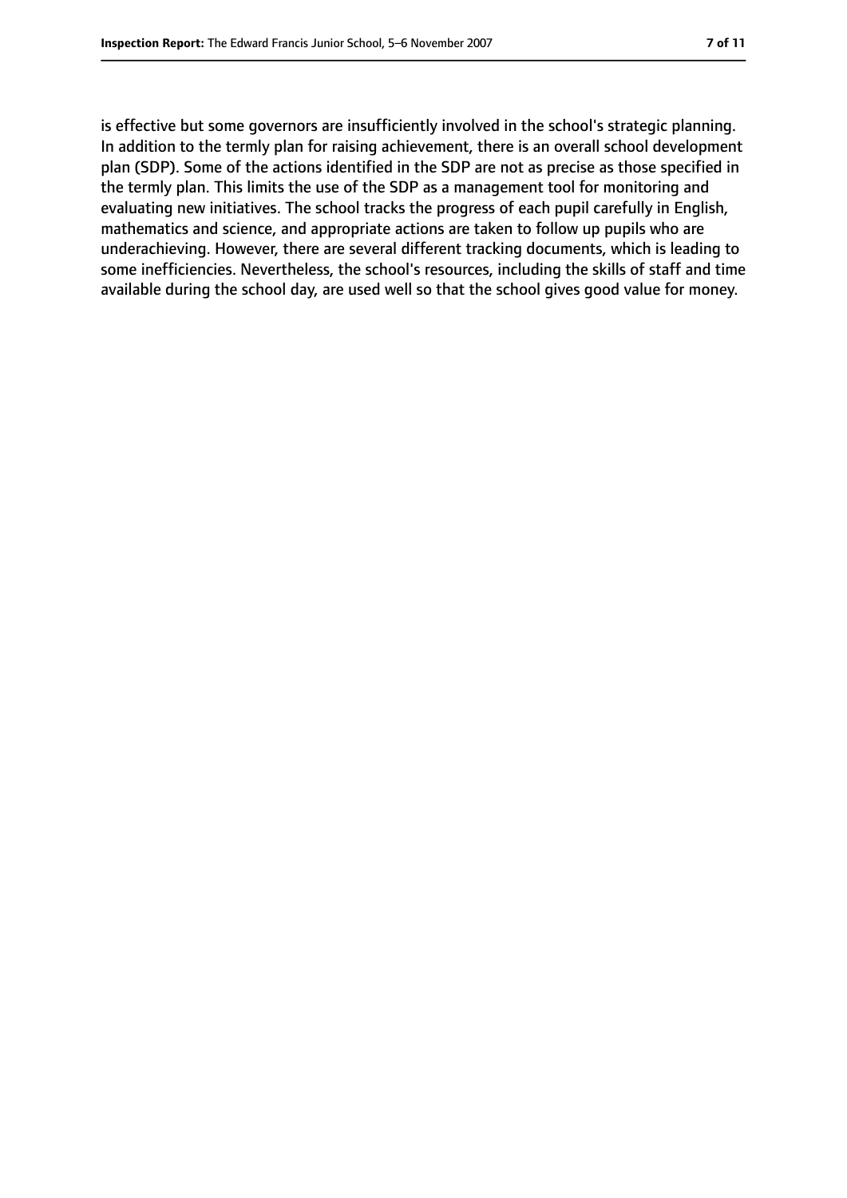is effective but some governors are insufficiently involved in the school's strategic planning. In addition to the termly plan for raising achievement, there is an overall school development plan (SDP). Some of the actions identified in the SDP are not as precise as those specified in the termly plan. This limits the use of the SDP as a management tool for monitoring and evaluating new initiatives. The school tracks the progress of each pupil carefully in English, mathematics and science, and appropriate actions are taken to follow up pupils who are underachieving. However, there are several different tracking documents, which is leading to some inefficiencies. Nevertheless, the school's resources, including the skills of staff and time available during the school day, are used well so that the school gives good value for money.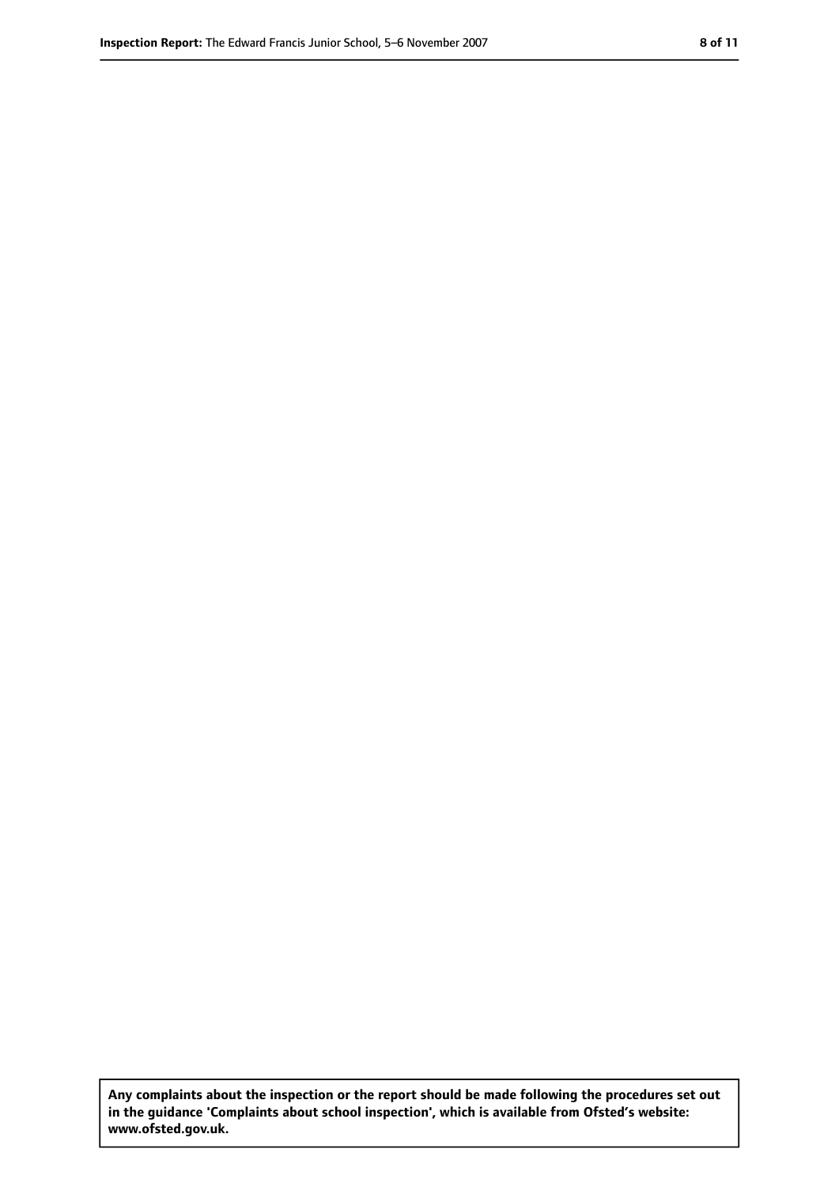**Any complaints about the inspection or the report should be made following the procedures set out in the guidance 'Complaints about school inspection', which is available from Ofsted's website: www.ofsted.gov.uk.**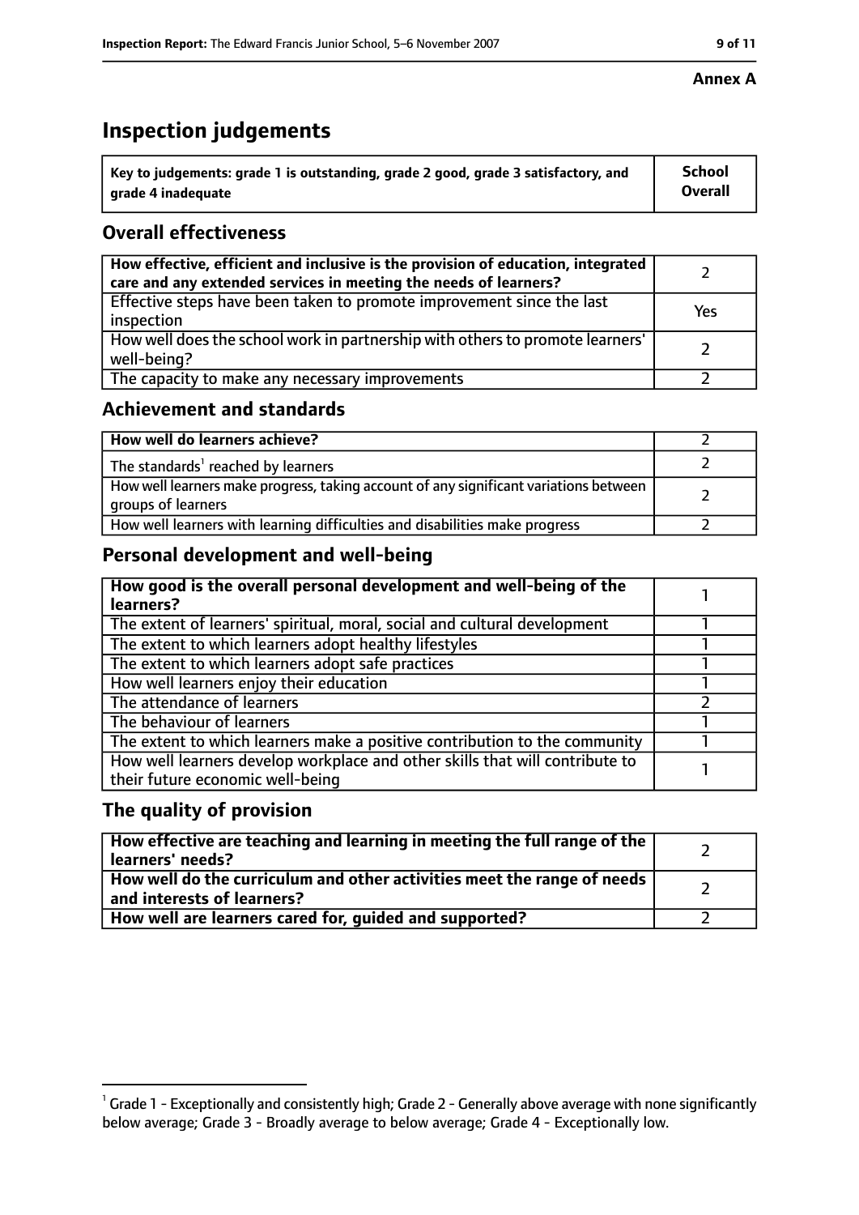**Annex A**

# Inspection judgements

| Key to judgements: grade 1 is outstanding, grade 2 good, grade 3 satisfactory, and grade 4 inadequate | School Overall |
| --- | --- |

## Overall effectiveness

| | |
| --- | --- |
| How effective, efficient and inclusive is the provision of education, integrated care and any extended services in meeting the needs of learners? | 2 |
| Effective steps have been taken to promote improvement since the last inspection | Yes |
| How well does the school work in partnership with others to promote learners' well-being? | 2 |
| The capacity to make any necessary improvements | 2 |

## Achievement and standards

| | |
| --- | --- |
| How well do learners achieve? | 2 |
| The standards[1] reached by learners | 2 |
| How well learners make progress, taking account of any significant variations between groups of learners | 2 |
| How well learners with learning difficulties and disabilities make progress | 2 |

## Personal development and well-being

| | |
| --- | --- |
| How good is the overall personal development and well-being of the learners? | 1 |
| The extent of learners' spiritual, moral, social and cultural development | 1 |
| The extent to which learners adopt healthy lifestyles | 1 |
| The extent to which learners adopt safe practices | 1 |
| How well learners enjoy their education | 1 |
| The attendance of learners | 2 |
| The behaviour of learners | 1 |
| The extent to which learners make a positive contribution to the community | 1 |
| How well learners develop workplace and other skills that will contribute to their future economic well-being | 1 |

## The quality of provision

| | |
| --- | --- |
| How effective are teaching and learning in meeting the full range of the learners' needs? | 2 |
| How well do the curriculum and other activities meet the range of needs and interests of learners? | 2 |
| How well are learners cared for, guided and supported? | 2 |

[1] Grade 1 - Exceptionally and consistently high; Grade 2 - Generally above average with none significantly below average; Grade 3 - Broadly average to below average; Grade 4 - Exceptionally low.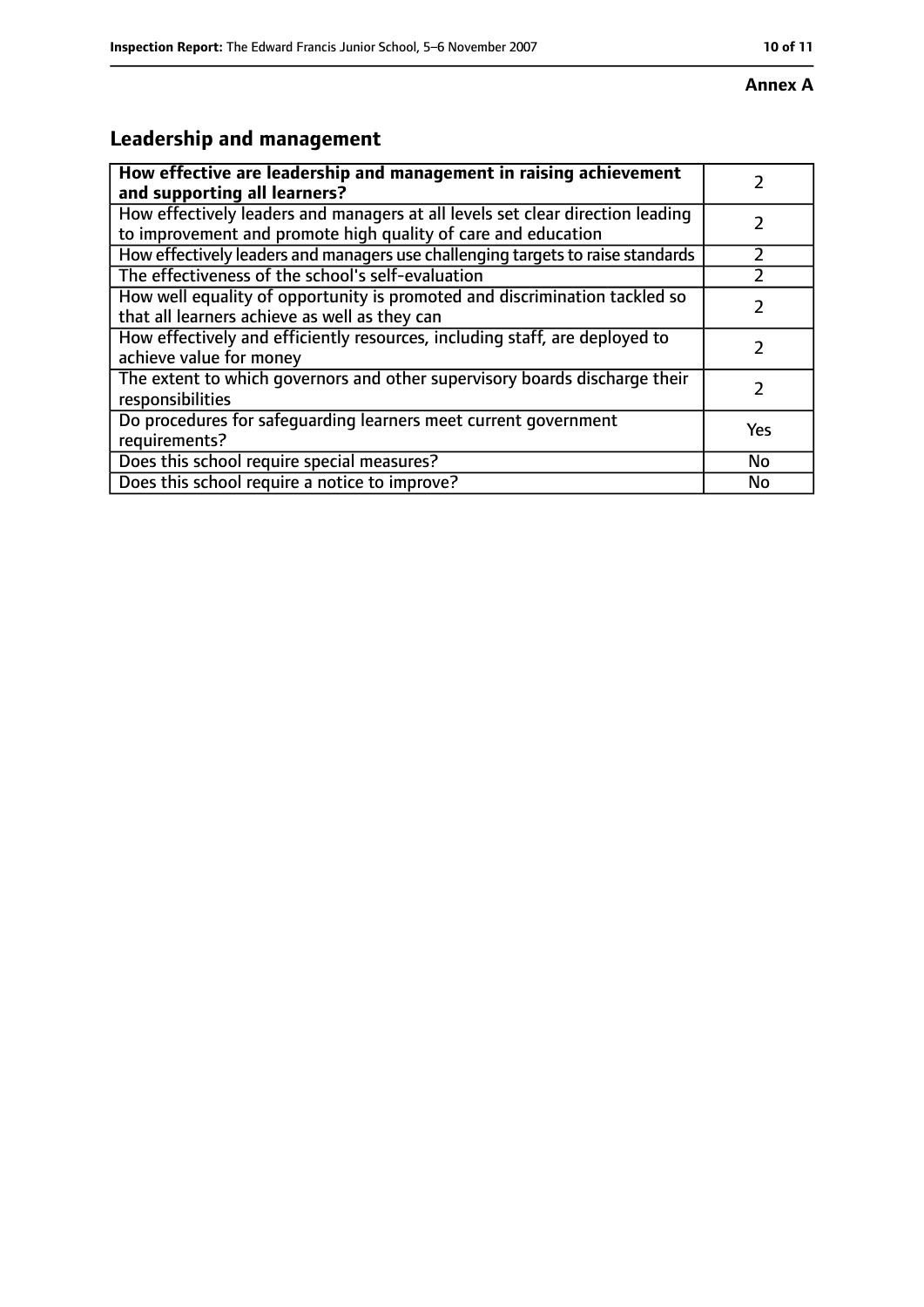**Annex A**

## Leadership and management

| **How effective are leadership and management in raising achievement and supporting all learners?** | 2 |
|---|---|
| How effectively leaders and managers at all levels set clear direction leading to improvement and promote high quality of care and education | 2 |
| How effectively leaders and managers use challenging targets to raise standards | 2 |
| The effectiveness of the school's self-evaluation | 2 |
| How well equality of opportunity is promoted and discrimination tackled so that all learners achieve as well as they can | 2 |
| How effectively and efficiently resources, including staff, are deployed to achieve value for money | 2 |
| The extent to which governors and other supervisory boards discharge their responsibilities | 2 |
| Do procedures for safeguarding learners meet current government requirements? | Yes |
| Does this school require special measures? | No |
| Does this school require a notice to improve? | No |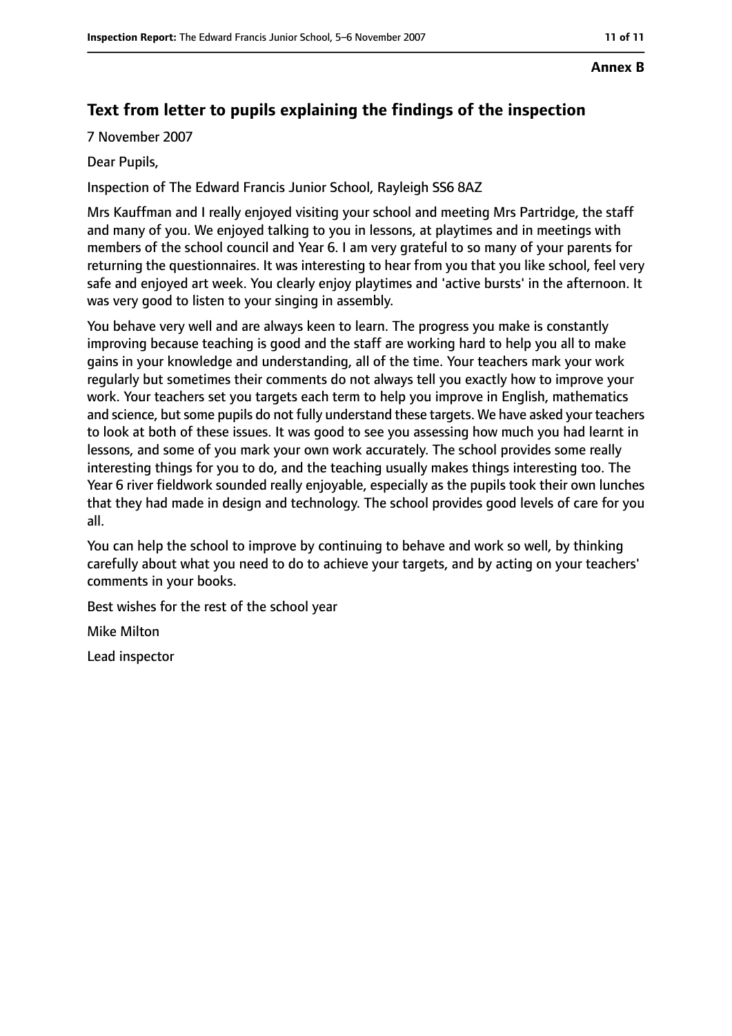**Annex B**

## Text from letter to pupils explaining the findings of the inspection

7 November 2007

Dear Pupils,

Inspection of The Edward Francis Junior School, Rayleigh SS6 8AZ

Mrs Kauffman and I really enjoyed visiting your school and meeting Mrs Partridge, the staff and many of you. We enjoyed talking to you in lessons, at playtimes and in meetings with members of the school council and Year 6. I am very grateful to so many of your parents for returning the questionnaires. It was interesting to hear from you that you like school, feel very safe and enjoyed art week. You clearly enjoy playtimes and 'active bursts' in the afternoon. It was very good to listen to your singing in assembly.

You behave very well and are always keen to learn. The progress you make is constantly improving because teaching is good and the staff are working hard to help you all to make gains in your knowledge and understanding, all of the time. Your teachers mark your work regularly but sometimes their comments do not always tell you exactly how to improve your work. Your teachers set you targets each term to help you improve in English, mathematics and science, but some pupils do not fully understand these targets. We have asked your teachers to look at both of these issues. It was good to see you assessing how much you had learnt in lessons, and some of you mark your own work accurately. The school provides some really interesting things for you to do, and the teaching usually makes things interesting too. The Year 6 river fieldwork sounded really enjoyable, especially as the pupils took their own lunches that they had made in design and technology. The school provides good levels of care for you all.

You can help the school to improve by continuing to behave and work so well, by thinking carefully about what you need to do to achieve your targets, and by acting on your teachers' comments in your books.

Best wishes for the rest of the school year

Mike Milton

Lead inspector